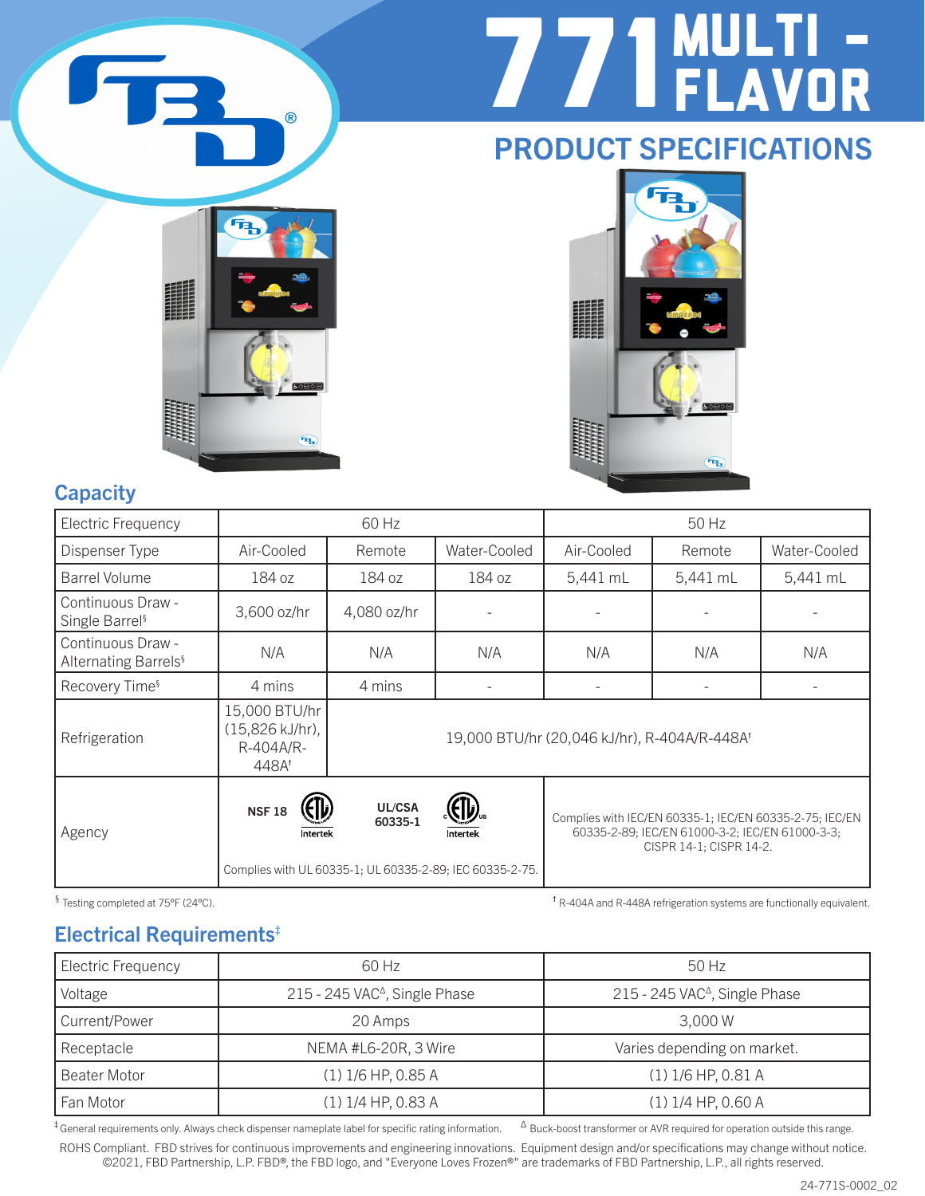# 771 MULTI - FLAVOR

## PRODUCT SPECIFICATIONS

## Capacity

| Electric Frequency | 60 Hz | | | 50 Hz | | |
|---|---|---|---|---|---|---|
| Dispenser Type | Air-Cooled | Remote | Water-Cooled | Air-Cooled | Remote | Water-Cooled |
| Barrel Volume | 184 oz | 184 oz | 184 oz | 5,441 mL | 5,441 mL | 5,441 mL |
| Continuous Draw - Single Barrel§ | 3,600 oz/hr | 4,080 oz/hr | - | - | - | - |
| Continuous Draw - Alternating Barrels§ | N/A | N/A | N/A | N/A | N/A | N/A |
| Recovery Time§ | 4 mins | 4 mins | - | - | - | - |
| Refrigeration | 15,000 BTU/hr (15,826 kJ/hr), R-404A/R-448A† | 19,000 BTU/hr (20,046 kJ/hr), R-404A/R-448A† | | | | |
| Agency | NSF 18 (ETL Intertek) UL/CSA 60335-1 (C ETL US Intertek) Complies with UL 60335-1; UL 60335-2-89; IEC 60335-2-75. | | | Complies with IEC/EN 60335-1; IEC/EN 60335-2-75; IEC/EN 60335-2-89; IEC/EN 61000-3-2; IEC/EN 61000-3-3; CISPR 14-1; CISPR 14-2. | | |

§ Testing completed at 75°F (24°C).

† R-404A and R-448A refrigeration systems are functionally equivalent.

## Electrical Requirements‡

| Electric Frequency | 60 Hz | 50 Hz |
|---|---|---|
| Voltage | 215 - 245 VAC^Δ, Single Phase | 215 - 245 VAC^Δ, Single Phase |
| Current/Power | 20 Amps | 3,000 W |
| Receptacle | NEMA #L6-20R, 3 Wire | Varies depending on market. |
| Beater Motor | (1) 1/6 HP, 0.85 A | (1) 1/6 HP, 0.81 A |
| Fan Motor | (1) 1/4 HP, 0.83 A | (1) 1/4 HP, 0.60 A |

‡ General requirements only. Always check dispenser nameplate label for specific rating information.

Δ Buck-boost transformer or AVR required for operation outside this range.

ROHS Compliant. FBD strives for continuous improvements and engineering innovations. Equipment design and/or specifications may change without notice. ©2021, FBD Partnership, L.P. FBD®, the FBD logo, and "Everyone Loves Frozen®" are trademarks of FBD Partnership, L.P., all rights reserved.

24-771S-0002_02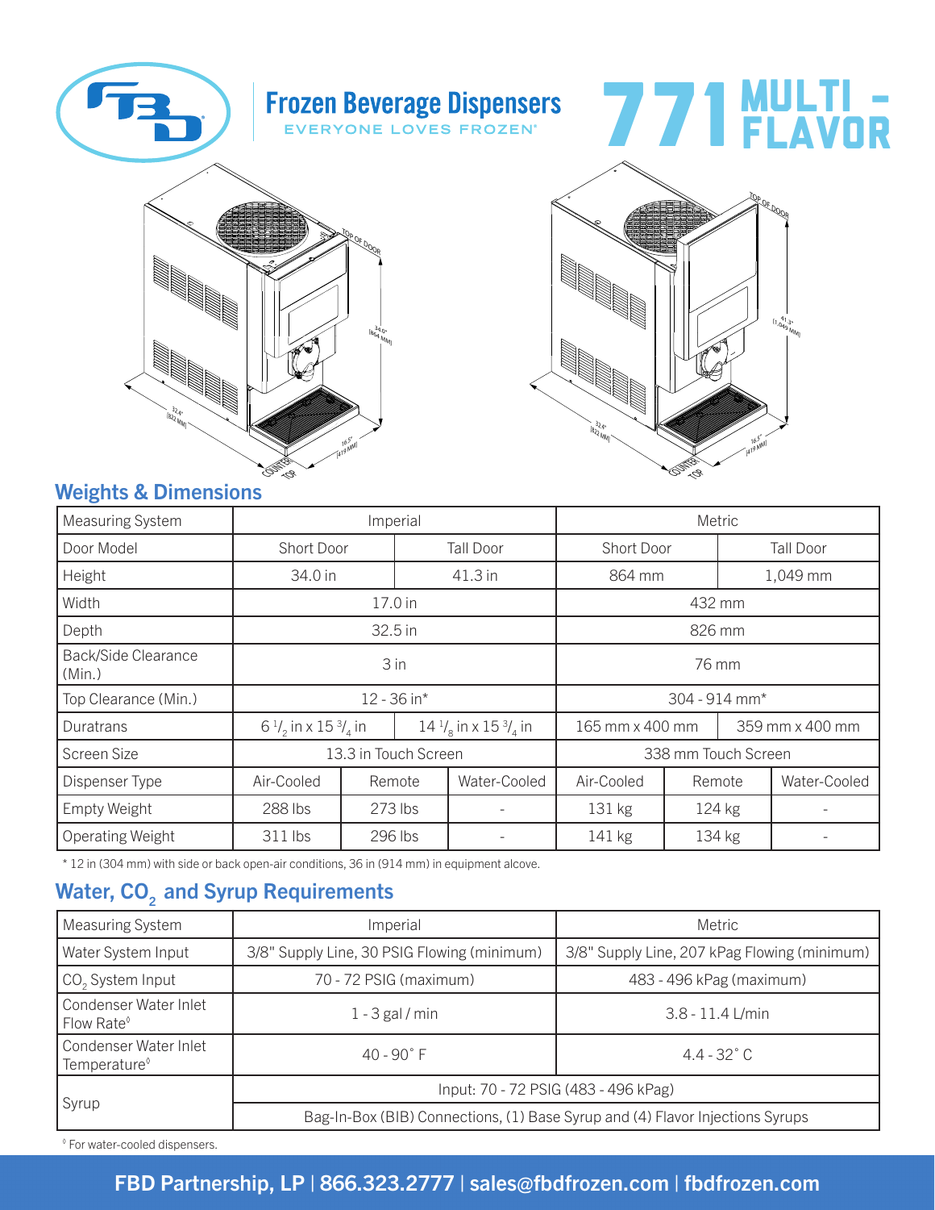**Frozen Beverage Dispensers**
EVERYONE LOVES FROZEN®

# 771 MULTI - FLAVOR

32.4"
[822 MM]

34.0"
[864 MM]

16.5"
[419 MM]

TOP OF DOOR

COUNTER TOP

41.3"
[1,049 MM]

## Weights & Dimensions

| Measuring System | Imperial | | | Metric | | |
|---|---|---|---|---|---|---|
| Door Model | Short Door | | Tall Door | Short Door | | Tall Door |
| Height | 34.0 in | | 41.3 in | 864 mm | | 1,049 mm |
| Width | 17.0 in | | | 432 mm | | |
| Depth | 32.5 in | | | 826 mm | | |
| Back/Side Clearance (Min.) | 3 in | | | 76 mm | | |
| Top Clearance (Min.) | 12 - 36 in* | | | 304 - 914 mm* | | |
| Duratrans | 6 1/2 in x 15 3/4 in | | 14 1/8 in x 15 3/4 in | 165 mm x 400 mm | | 359 mm x 400 mm |
| Screen Size | 13.3 in Touch Screen | | | 338 mm Touch Screen | | |
| Dispenser Type | Air-Cooled | Remote | Water-Cooled | Air-Cooled | Remote | Water-Cooled |
| Empty Weight | 288 lbs | 273 lbs | - | 131 kg | 124 kg | - |
| Operating Weight | 311 lbs | 296 lbs | - | 141 kg | 134 kg | - |

* 12 in (304 mm) with side or back open-air conditions, 36 in (914 mm) in equipment alcove.

## Water, $CO_2$ and Syrup Requirements

| Measuring System | Imperial | Metric |
|---|---|---|
| Water System Input | 3/8" Supply Line, 30 PSIG Flowing (minimum) | 3/8" Supply Line, 207 kPag Flowing (minimum) |
| $CO_2$ System Input | 70 - 72 PSIG (maximum) | 483 - 496 kPag (maximum) |
| Condenser Water Inlet Flow Rate◊ | 1 - 3 gal / min | 3.8 - 11.4 L/min |
| Condenser Water Inlet Temperature◊ | 40 - 90˚ F | 4.4 - 32˚ C |
| Syrup | Input: 70 - 72 PSIG (483 - 496 kPag) | |
| | Bag-In-Box (BIB) Connections, (1) Base Syrup and (4) Flavor Injections Syrups | |

◊ For water-cooled dispensers.

**FBD Partnership, LP | 866.323.2777 | sales@fbdfrozen.com | fbdfrozen.com**